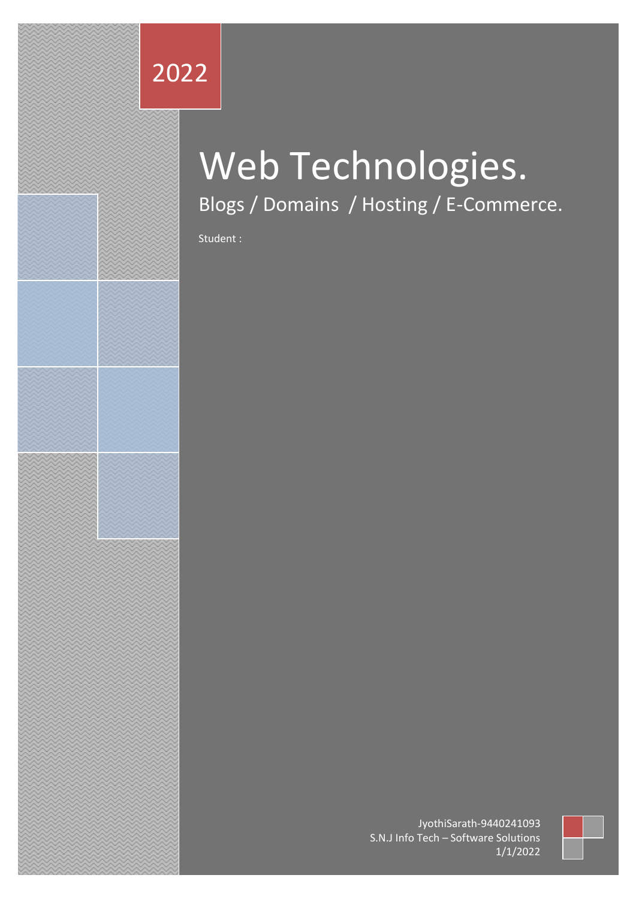2022

# Web Technologies.

## Blogs / Domains / Hosting / E-Commerce.

Student :

JyothiSarath-9440241093
S.N.J Info Tech – Software Solutions
1/1/2022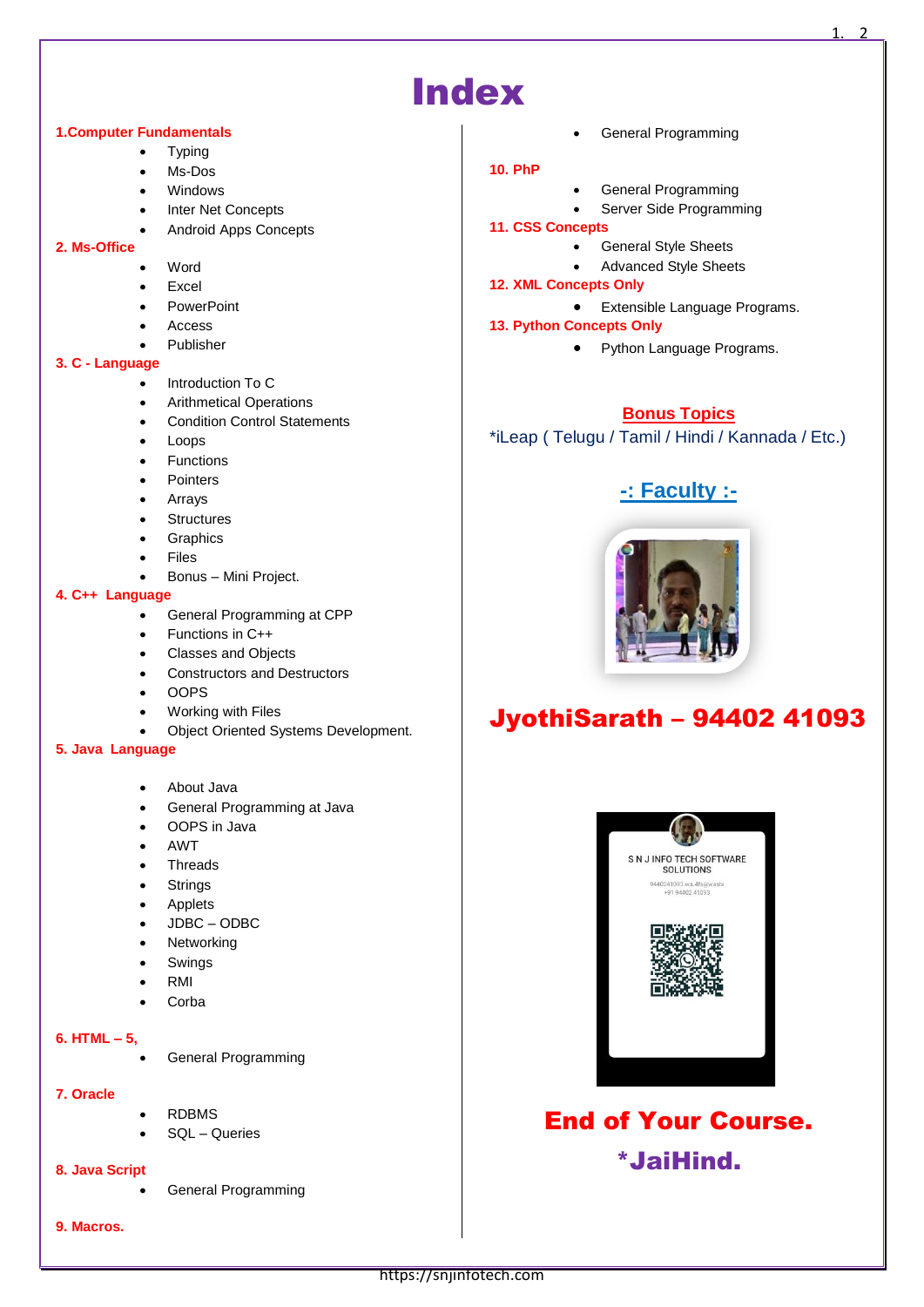# Index

**1.Computer Fundamentals**

- Typing
- Ms-Dos
- Windows
- Inter Net Concepts
- Android Apps Concepts

**2. Ms-Office**

- Word
- Excel
- PowerPoint
- Access
- Publisher

**3. C - Language**

- Introduction To C
- Arithmetical Operations
- Condition Control Statements
- Loops
- Functions
- Pointers
- Arrays
- Structures
- Graphics
- Files
- Bonus – Mini Project.

**4. C++ Language**

- General Programming at CPP
- Functions in C++
- Classes and Objects
- Constructors and Destructors
- OOPS
- Working with Files
- Object Oriented Systems Development.

**5. Java Language**

- About Java
- General Programming at Java
- OOPS in Java
- AWT
- Threads
- Strings
- Applets
- JDBC – ODBC
- Networking
- Swings
- RMI
- Corba

**6. HTML – 5,**

- General Programming

**7. Oracle**

- RDBMS
- SQL – Queries

**8. Java Script**

- General Programming

**9. Macros.**

- General Programming

**10. PhP**

- General Programming
- Server Side Programming

**11. CSS Concepts**

- General Style Sheets
- Advanced Style Sheets

**12. XML Concepts Only**

- Extensible Language Programs.

**13. Python Concepts Only**

- Python Language Programs.

**Bonus Topics**

*iLeap ( Telugu / Tamil / Hindi / Kannada / Etc.)

**-: Faculty :-**

**JyothiSarath – 94402 41093**

S N J INFO TECH SOFTWARE SOLUTIONS

**End of Your Course.**

***JaiHind.**

https://snjinfotech.com